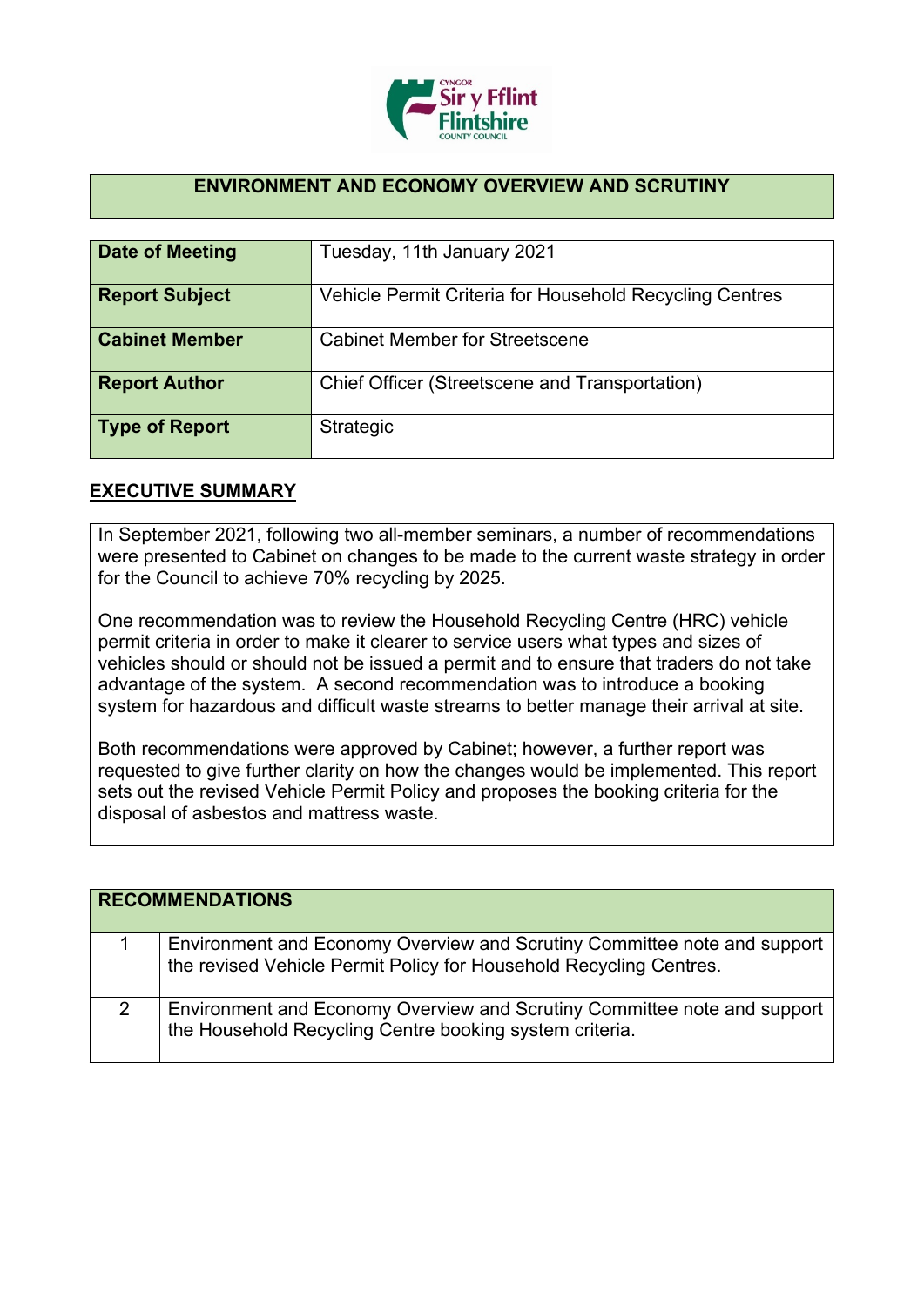## ENVIRONMENT AND ECONOMY OVERVIEW AND SCRUTINY

| | |
|---|---|
| **Date of Meeting** | Tuesday, 11th January 2021 |
| **Report Subject** | Vehicle Permit Criteria for Household Recycling Centres |
| **Cabinet Member** | Cabinet Member for Streetscene |
| **Report Author** | Chief Officer (Streetscene and Transportation) |
| **Type of Report** | Strategic |

## EXECUTIVE SUMMARY

In September 2021, following two all-member seminars, a number of recommendations were presented to Cabinet on changes to be made to the current waste strategy in order for the Council to achieve 70% recycling by 2025.

One recommendation was to review the Household Recycling Centre (HRC) vehicle permit criteria in order to make it clearer to service users what types and sizes of vehicles should or should not be issued a permit and to ensure that traders do not take advantage of the system. A second recommendation was to introduce a booking system for hazardous and difficult waste streams to better manage their arrival at site.

Both recommendations were approved by Cabinet; however, a further report was requested to give further clarity on how the changes would be implemented. This report sets out the revised Vehicle Permit Policy and proposes the booking criteria for the disposal of asbestos and mattress waste.

| RECOMMENDATIONS | |
|---|---|
| 1 | Environment and Economy Overview and Scrutiny Committee note and support the revised Vehicle Permit Policy for Household Recycling Centres. |
| 2 | Environment and Economy Overview and Scrutiny Committee note and support the Household Recycling Centre booking system criteria. |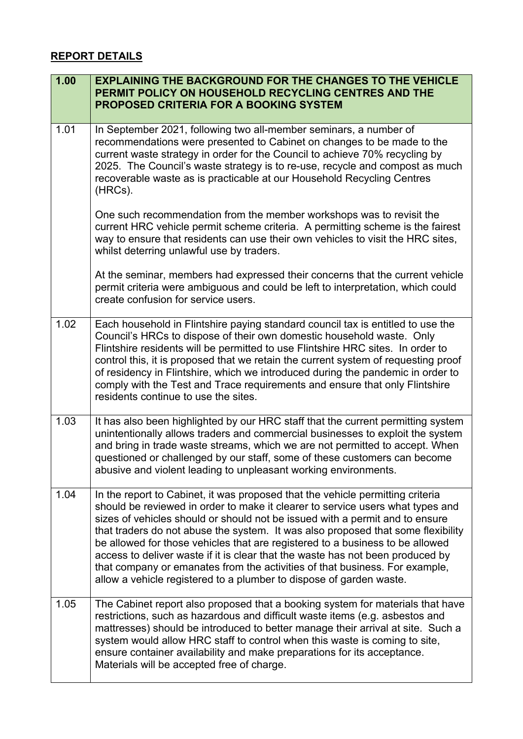## REPORT DETAILS

| 1.00 | EXPLAINING THE BACKGROUND FOR THE CHANGES TO THE VEHICLE PERMIT POLICY ON HOUSEHOLD RECYCLING CENTRES AND THE PROPOSED CRITERIA FOR A BOOKING SYSTEM |
|---|---|
| 1.01 | In September 2021, following two all-member seminars, a number of recommendations were presented to Cabinet on changes to be made to the current waste strategy in order for the Council to achieve 70% recycling by 2025. The Council's waste strategy is to re-use, recycle and compost as much recoverable waste as is practicable at our Household Recycling Centres (HRCs).<br><br>One such recommendation from the member workshops was to revisit the current HRC vehicle permit scheme criteria. A permitting scheme is the fairest way to ensure that residents can use their own vehicles to visit the HRC sites, whilst deterring unlawful use by traders.<br><br>At the seminar, members had expressed their concerns that the current vehicle permit criteria were ambiguous and could be left to interpretation, which could create confusion for service users. |
| 1.02 | Each household in Flintshire paying standard council tax is entitled to use the Council's HRCs to dispose of their own domestic household waste. Only Flintshire residents will be permitted to use Flintshire HRC sites. In order to control this, it is proposed that we retain the current system of requesting proof of residency in Flintshire, which we introduced during the pandemic in order to comply with the Test and Trace requirements and ensure that only Flintshire residents continue to use the sites. |
| 1.03 | It has also been highlighted by our HRC staff that the current permitting system unintentionally allows traders and commercial businesses to exploit the system and bring in trade waste streams, which we are not permitted to accept. When questioned or challenged by our staff, some of these customers can become abusive and violent leading to unpleasant working environments. |
| 1.04 | In the report to Cabinet, it was proposed that the vehicle permitting criteria should be reviewed in order to make it clearer to service users what types and sizes of vehicles should or should not be issued with a permit and to ensure that traders do not abuse the system. It was also proposed that some flexibility be allowed for those vehicles that are registered to a business to be allowed access to deliver waste if it is clear that the waste has not been produced by that company or emanates from the activities of that business. For example, allow a vehicle registered to a plumber to dispose of garden waste. |
| 1.05 | The Cabinet report also proposed that a booking system for materials that have restrictions, such as hazardous and difficult waste items (e.g. asbestos and mattresses) should be introduced to better manage their arrival at site. Such a system would allow HRC staff to control when this waste is coming to site, ensure container availability and make preparations for its acceptance. Materials will be accepted free of charge. |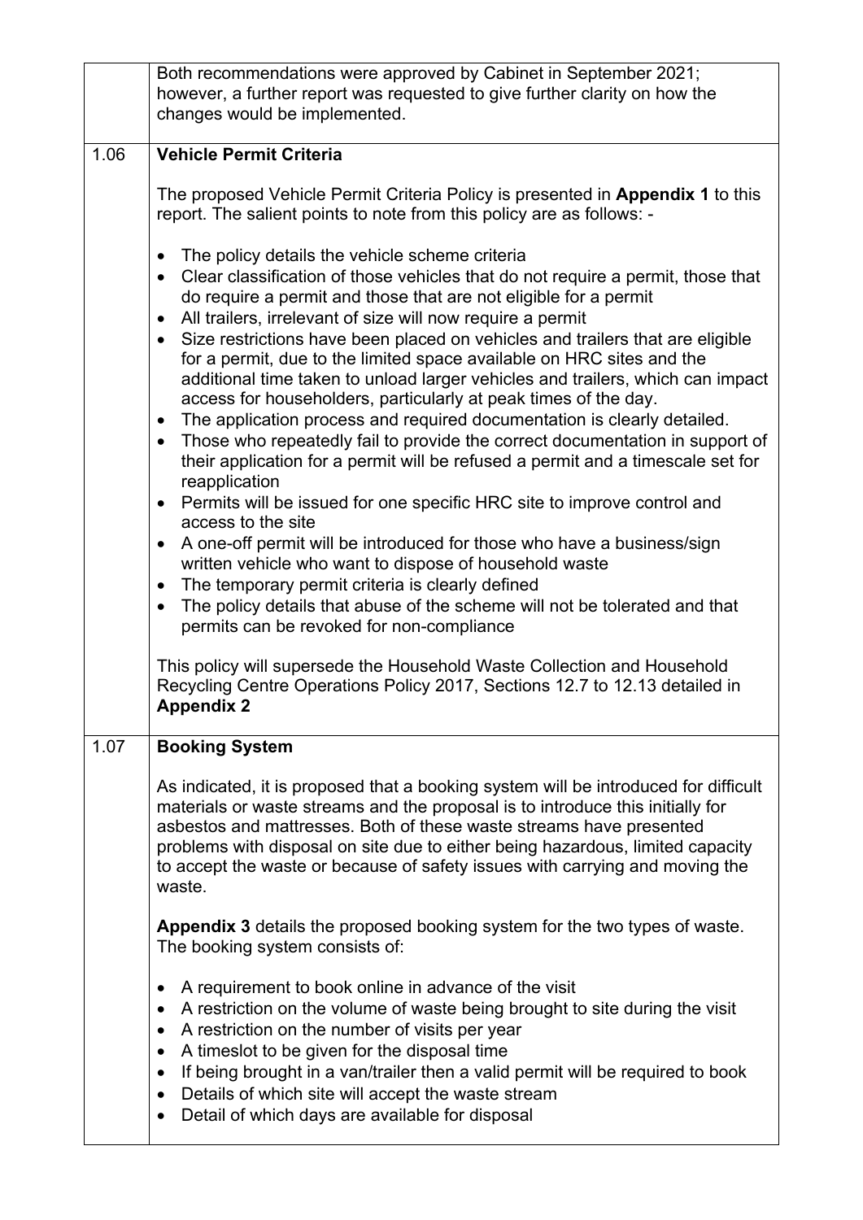| | |
|---|---|
| | Both recommendations were approved by Cabinet in September 2021; however, a further report was requested to give further clarity on how the changes would be implemented. |
| 1.06 | **Vehicle Permit Criteria**<br><br>The proposed Vehicle Permit Criteria Policy is presented in **Appendix 1** to this report. The salient points to note from this policy are as follows: -<br><br>• The policy details the vehicle scheme criteria<br>• Clear classification of those vehicles that do not require a permit, those that do require a permit and those that are not eligible for a permit<br>• All trailers, irrelevant of size will now require a permit<br>• Size restrictions have been placed on vehicles and trailers that are eligible for a permit, due to the limited space available on HRC sites and the additional time taken to unload larger vehicles and trailers, which can impact access for householders, particularly at peak times of the day.<br>• The application process and required documentation is clearly detailed.<br>• Those who repeatedly fail to provide the correct documentation in support of their application for a permit will be refused a permit and a timescale set for reapplication<br>• Permits will be issued for one specific HRC site to improve control and access to the site<br>• A one-off permit will be introduced for those who have a business/sign written vehicle who want to dispose of household waste<br>• The temporary permit criteria is clearly defined<br>• The policy details that abuse of the scheme will not be tolerated and that permits can be revoked for non-compliance<br><br>This policy will supersede the Household Waste Collection and Household Recycling Centre Operations Policy 2017, Sections 12.7 to 12.13 detailed in **Appendix 2** |
| 1.07 | **Booking System**<br><br>As indicated, it is proposed that a booking system will be introduced for difficult materials or waste streams and the proposal is to introduce this initially for asbestos and mattresses. Both of these waste streams have presented problems with disposal on site due to either being hazardous, limited capacity to accept the waste or because of safety issues with carrying and moving the waste.<br><br>**Appendix 3** details the proposed booking system for the two types of waste. The booking system consists of:<br><br>• A requirement to book online in advance of the visit<br>• A restriction on the volume of waste being brought to site during the visit<br>• A restriction on the number of visits per year<br>• A timeslot to be given for the disposal time<br>• If being brought in a van/trailer then a valid permit will be required to book<br>• Details of which site will accept the waste stream<br>• Detail of which days are available for disposal |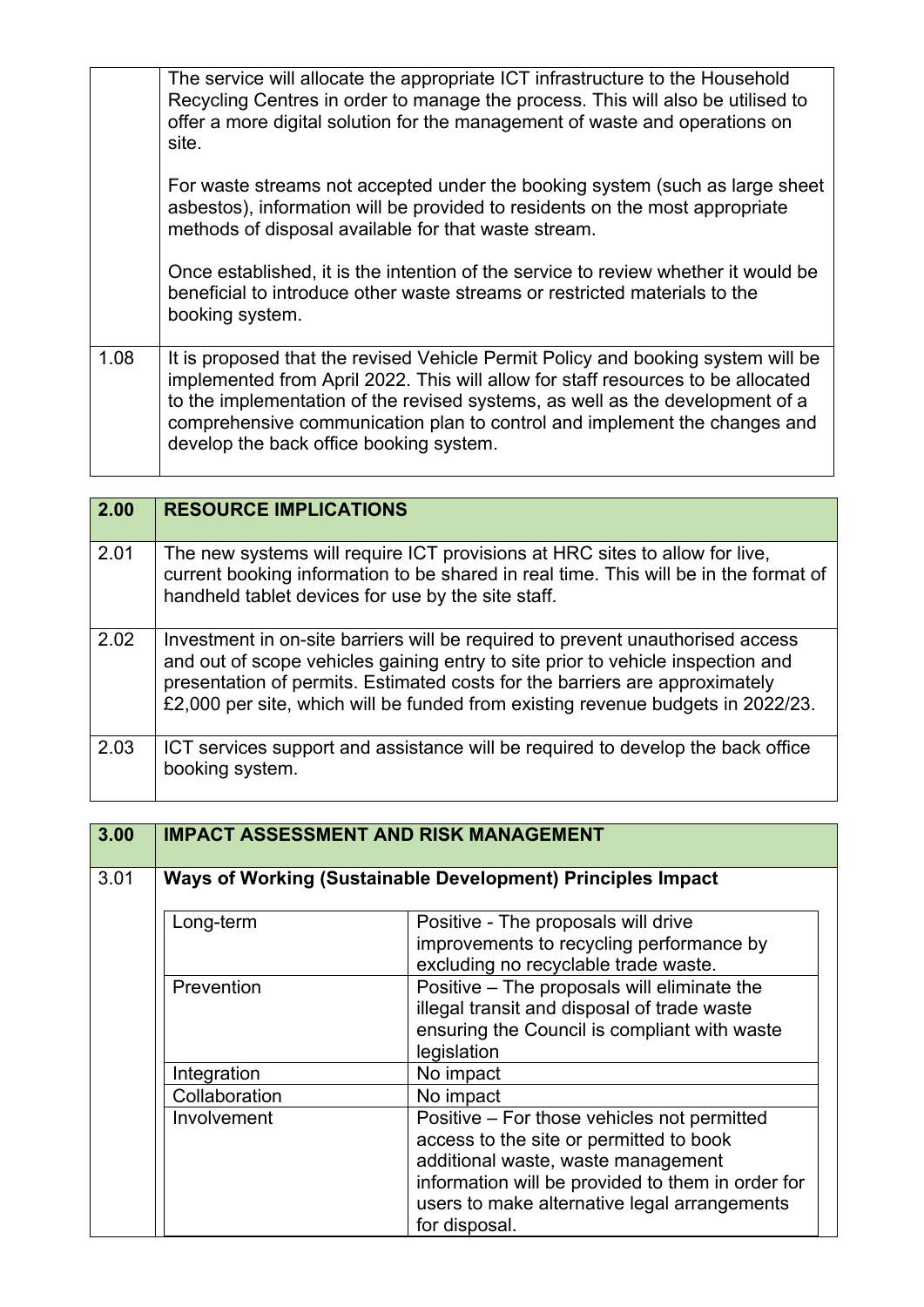| | |
|---|---|
| | The service will allocate the appropriate ICT infrastructure to the Household Recycling Centres in order to manage the process. This will also be utilised to offer a more digital solution for the management of waste and operations on site.<br><br>For waste streams not accepted under the booking system (such as large sheet asbestos), information will be provided to residents on the most appropriate methods of disposal available for that waste stream.<br><br>Once established, it is the intention of the service to review whether it would be beneficial to introduce other waste streams or restricted materials to the booking system. |
| 1.08 | It is proposed that the revised Vehicle Permit Policy and booking system will be implemented from April 2022. This will allow for staff resources to be allocated to the implementation of the revised systems, as well as the development of a comprehensive communication plan to control and implement the changes and develop the back office booking system. |

| 2.00 | RESOURCE IMPLICATIONS |
|---|---|
| 2.01 | The new systems will require ICT provisions at HRC sites to allow for live, current booking information to be shared in real time. This will be in the format of handheld tablet devices for use by the site staff. |
| 2.02 | Investment in on-site barriers will be required to prevent unauthorised access and out of scope vehicles gaining entry to site prior to vehicle inspection and presentation of permits. Estimated costs for the barriers are approximately £2,000 per site, which will be funded from existing revenue budgets in 2022/23. |
| 2.03 | ICT services support and assistance will be required to develop the back office booking system. |

| 3.00 | IMPACT ASSESSMENT AND RISK MANAGEMENT |
|---|---|
| 3.01 | **Ways of Working (Sustainable Development) Principles Impact** |

| Principle | Impact |
|---|---|
| Long-term | Positive - The proposals will drive improvements to recycling performance by excluding no recyclable trade waste. |
| Prevention | Positive – The proposals will eliminate the illegal transit and disposal of trade waste ensuring the Council is compliant with waste legislation |
| Integration | No impact |
| Collaboration | No impact |
| Involvement | Positive – For those vehicles not permitted access to the site or permitted to book additional waste, waste management information will be provided to them in order for users to make alternative legal arrangements for disposal. |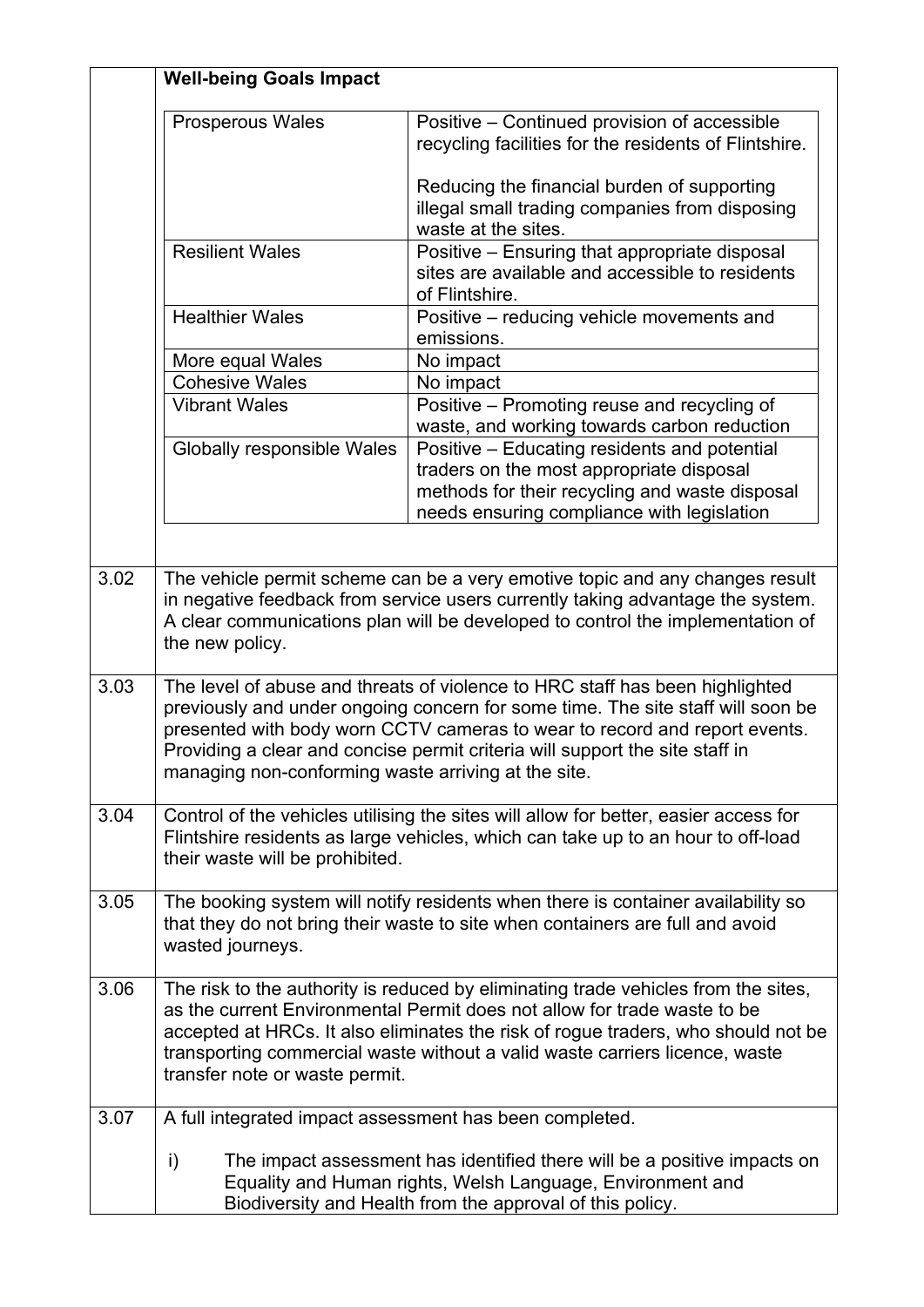**Well-being Goals Impact**

| | |
|---|---|
| Prosperous Wales | Positive – Continued provision of accessible recycling facilities for the residents of Flintshire.<br><br>Reducing the financial burden of supporting illegal small trading companies from disposing waste at the sites. |
| Resilient Wales | Positive – Ensuring that appropriate disposal sites are available and accessible to residents of Flintshire. |
| Healthier Wales | Positive – reducing vehicle movements and emissions. |
| More equal Wales | No impact |
| Cohesive Wales | No impact |
| Vibrant Wales | Positive – Promoting reuse and recycling of waste, and working towards carbon reduction |
| Globally responsible Wales | Positive – Educating residents and potential traders on the most appropriate disposal methods for their recycling and waste disposal needs ensuring compliance with legislation |

| | |
|---|---|
| 3.02 | The vehicle permit scheme can be a very emotive topic and any changes result in negative feedback from service users currently taking advantage the system. A clear communications plan will be developed to control the implementation of the new policy. |
| 3.03 | The level of abuse and threats of violence to HRC staff has been highlighted previously and under ongoing concern for some time. The site staff will soon be presented with body worn CCTV cameras to wear to record and report events. Providing a clear and concise permit criteria will support the site staff in managing non-conforming waste arriving at the site. |
| 3.04 | Control of the vehicles utilising the sites will allow for better, easier access for Flintshire residents as large vehicles, which can take up to an hour to off-load their waste will be prohibited. |
| 3.05 | The booking system will notify residents when there is container availability so that they do not bring their waste to site when containers are full and avoid wasted journeys. |
| 3.06 | The risk to the authority is reduced by eliminating trade vehicles from the sites, as the current Environmental Permit does not allow for trade waste to be accepted at HRCs. It also eliminates the risk of rogue traders, who should not be transporting commercial waste without a valid waste carriers licence, waste transfer note or waste permit. |
| 3.07 | A full integrated impact assessment has been completed.<br><br>i) The impact assessment has identified there will be a positive impacts on Equality and Human rights, Welsh Language, Environment and Biodiversity and Health from the approval of this policy. |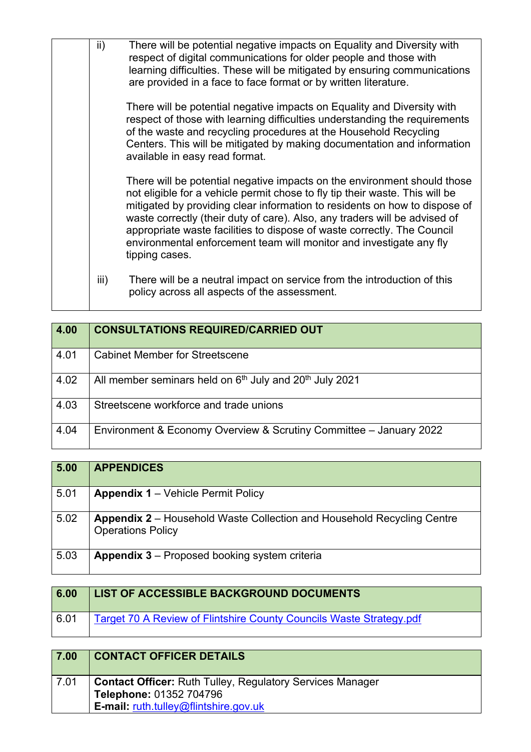| | |
|---|---|
| | ii) There will be potential negative impacts on Equality and Diversity with respect of digital communications for older people and those with learning difficulties. These will be mitigated by ensuring communications are provided in a face to face format or by written literature.<br><br>There will be potential negative impacts on Equality and Diversity with respect of those with learning difficulties understanding the requirements of the waste and recycling procedures at the Household Recycling Centers. This will be mitigated by making documentation and information available in easy read format.<br><br>There will be potential negative impacts on the environment should those not eligible for a vehicle permit chose to fly tip their waste. This will be mitigated by providing clear information to residents on how to dispose of waste correctly (their duty of care). Also, any traders will be advised of appropriate waste facilities to dispose of waste correctly. The Council environmental enforcement team will monitor and investigate any fly tipping cases.<br><br>iii) There will be a neutral impact on service from the introduction of this policy across all aspects of the assessment. |

| 4.00 | CONSULTATIONS REQUIRED/CARRIED OUT |
|---|---|
| 4.01 | Cabinet Member for Streetscene |
| 4.02 | All member seminars held on 6th July and 20th July 2021 |
| 4.03 | Streetscene workforce and trade unions |
| 4.04 | Environment & Economy Overview & Scrutiny Committee – January 2022 |

| 5.00 | APPENDICES |
|---|---|
| 5.01 | **Appendix 1** – Vehicle Permit Policy |
| 5.02 | **Appendix 2** – Household Waste Collection and Household Recycling Centre Operations Policy |
| 5.03 | **Appendix 3** – Proposed booking system criteria |

| 6.00 | LIST OF ACCESSIBLE BACKGROUND DOCUMENTS |
|---|---|
| 6.01 | Target 70 A Review of Flintshire County Councils Waste Strategy.pdf |

| 7.00 | CONTACT OFFICER DETAILS |
|---|---|
| 7.01 | **Contact Officer:** Ruth Tulley, Regulatory Services Manager<br>**Telephone:** 01352 704796<br>**E-mail:** ruth.tulley@flintshire.gov.uk |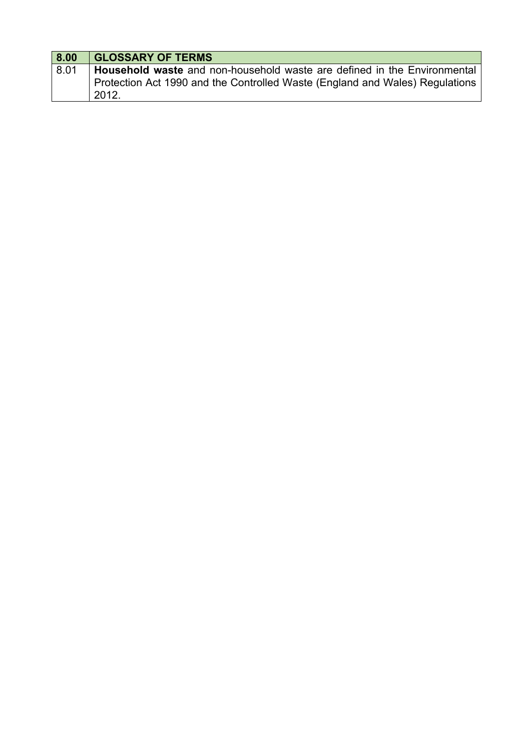| 8.00 | GLOSSARY OF TERMS |
| --- | --- |
| 8.01 | **Household waste** and non-household waste are defined in the Environmental Protection Act 1990 and the Controlled Waste (England and Wales) Regulations 2012. |